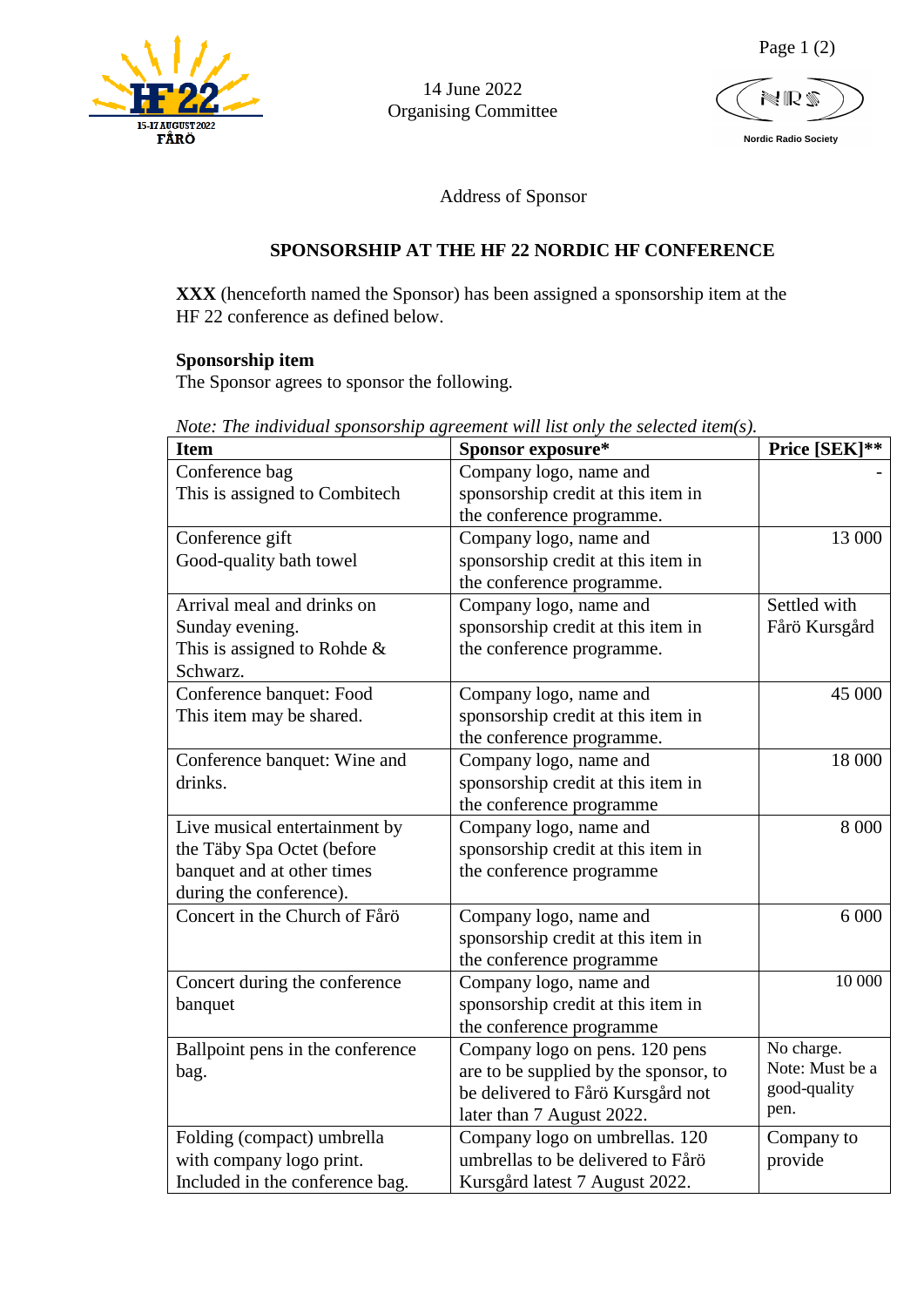14 June 2022
Organising Committee

Nordic Radio Society

Address of Sponsor

## SPONSORSHIP AT THE HF 22 NORDIC HF CONFERENCE

**XXX** (henceforth named the Sponsor) has been assigned a sponsorship item at the HF 22 conference as defined below.

**Sponsorship item**
The Sponsor agrees to sponsor the following.

*Note: The individual sponsorship agreement will list only the selected item(s).*

| Item | Sponsor exposure* | Price [SEK]** |
|---|---|---|
| Conference bag<br>This is assigned to Combitech | Company logo, name and sponsorship credit at this item in the conference programme. | - |
| Conference gift<br>Good-quality bath towel | Company logo, name and sponsorship credit at this item in the conference programme. | 13 000 |
| Arrival meal and drinks on Sunday evening.<br>This is assigned to Rohde & Schwarz. | Company logo, name and sponsorship credit at this item in the conference programme. | Settled with Fårö Kursgård |
| Conference banquet: Food<br>This item may be shared. | Company logo, name and sponsorship credit at this item in the conference programme. | 45 000 |
| Conference banquet: Wine and drinks. | Company logo, name and sponsorship credit at this item in the conference programme | 18 000 |
| Live musical entertainment by the Täby Spa Octet (before banquet and at other times during the conference). | Company logo, name and sponsorship credit at this item in the conference programme | 8 000 |
| Concert in the Church of Fårö | Company logo, name and sponsorship credit at this item in the conference programme | 6 000 |
| Concert during the conference banquet | Company logo, name and sponsorship credit at this item in the conference programme | 10 000 |
| Ballpoint pens in the conference bag. | Company logo on pens. 120 pens are to be supplied by the sponsor, to be delivered to Fårö Kursgård not later than 7 August 2022. | No charge.<br>Note: Must be a good-quality pen. |
| Folding (compact) umbrella with company logo print. Included in the conference bag. | Company logo on umbrellas. 120 umbrellas to be delivered to Fårö Kursgård latest 7 August 2022. | Company to provide |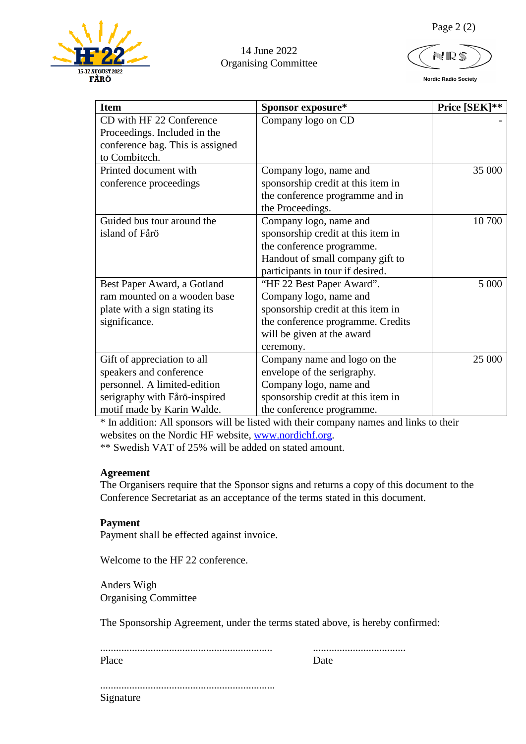| Item | Sponsor exposure* | Price [SEK]** |
|---|---|---|
| CD with HF 22 Conference Proceedings. Included in the conference bag. This is assigned to Combitech. | Company logo on CD | - |
| Printed document with conference proceedings | Company logo, name and sponsorship credit at this item in the conference programme and in the Proceedings. | 35 000 |
| Guided bus tour around the island of Fårö | Company logo, name and sponsorship credit at this item in the conference programme. Handout of small company gift to participants in tour if desired. | 10 700 |
| Best Paper Award, a Gotland ram mounted on a wooden base plate with a sign stating its significance. | "HF 22 Best Paper Award". Company logo, name and sponsorship credit at this item in the conference programme. Credits will be given at the award ceremony. | 5 000 |
| Gift of appreciation to all speakers and conference personnel. A limited-edition serigraphy with Fårö-inspired motif made by Karin Walde. | Company name and logo on the envelope of the serigraphy. Company logo, name and sponsorship credit at this item in the conference programme. | 25 000 |

* In addition: All sponsors will be listed with their company names and links to their websites on the Nordic HF website, www.nordichf.org.
** Swedish VAT of 25% will be added on stated amount.

**Agreement**
The Organisers require that the Sponsor signs and returns a copy of this document to the Conference Secretariat as an acceptance of the terms stated in this document.

**Payment**
Payment shall be effected against invoice.

Welcome to the HF 22 conference.

Anders Wigh
Organising Committee

The Sponsorship Agreement, under the terms stated above, is hereby confirmed:

.................................................................... ...................................
Place Date

....................................................................
Signature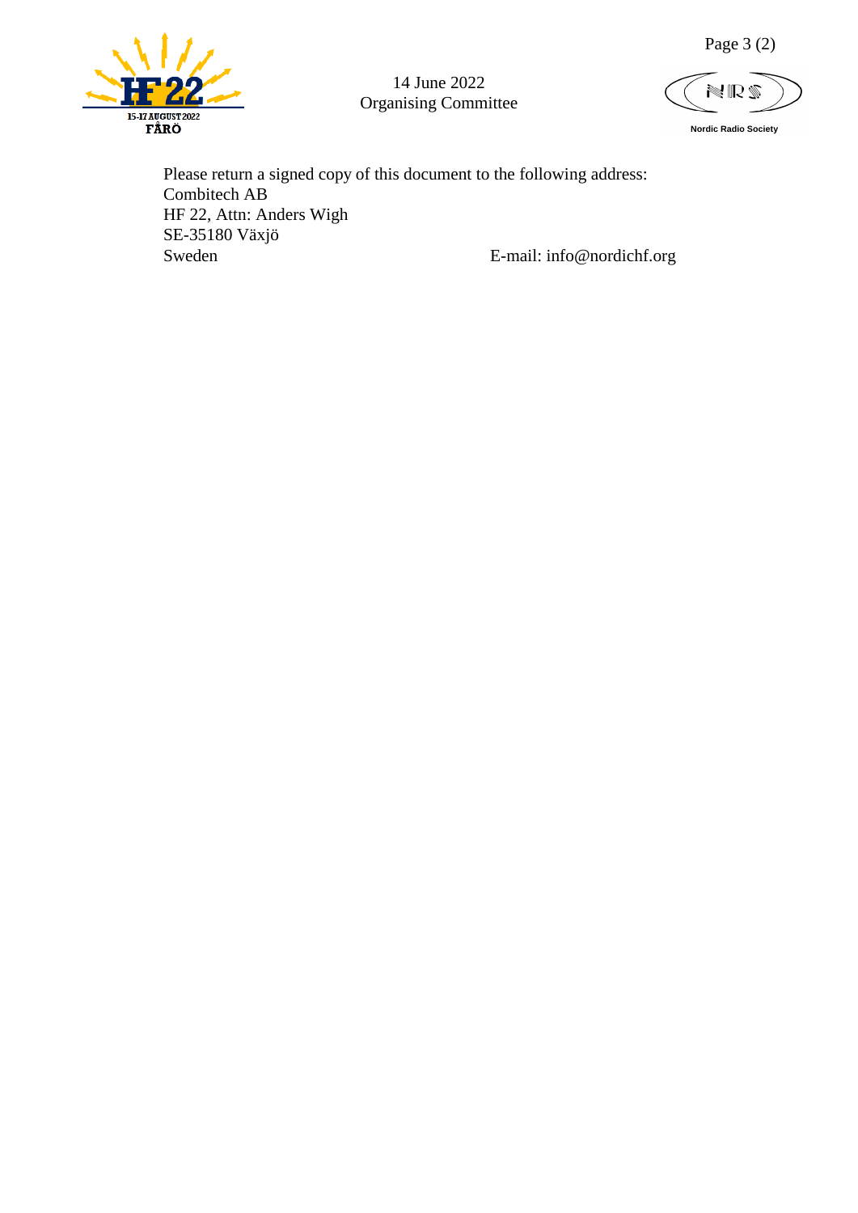Please return a signed copy of this document to the following address:
Combitech AB
HF 22, Attn: Anders Wigh
SE-35180 Växjö
Sweden

E-mail: info@nordichf.org